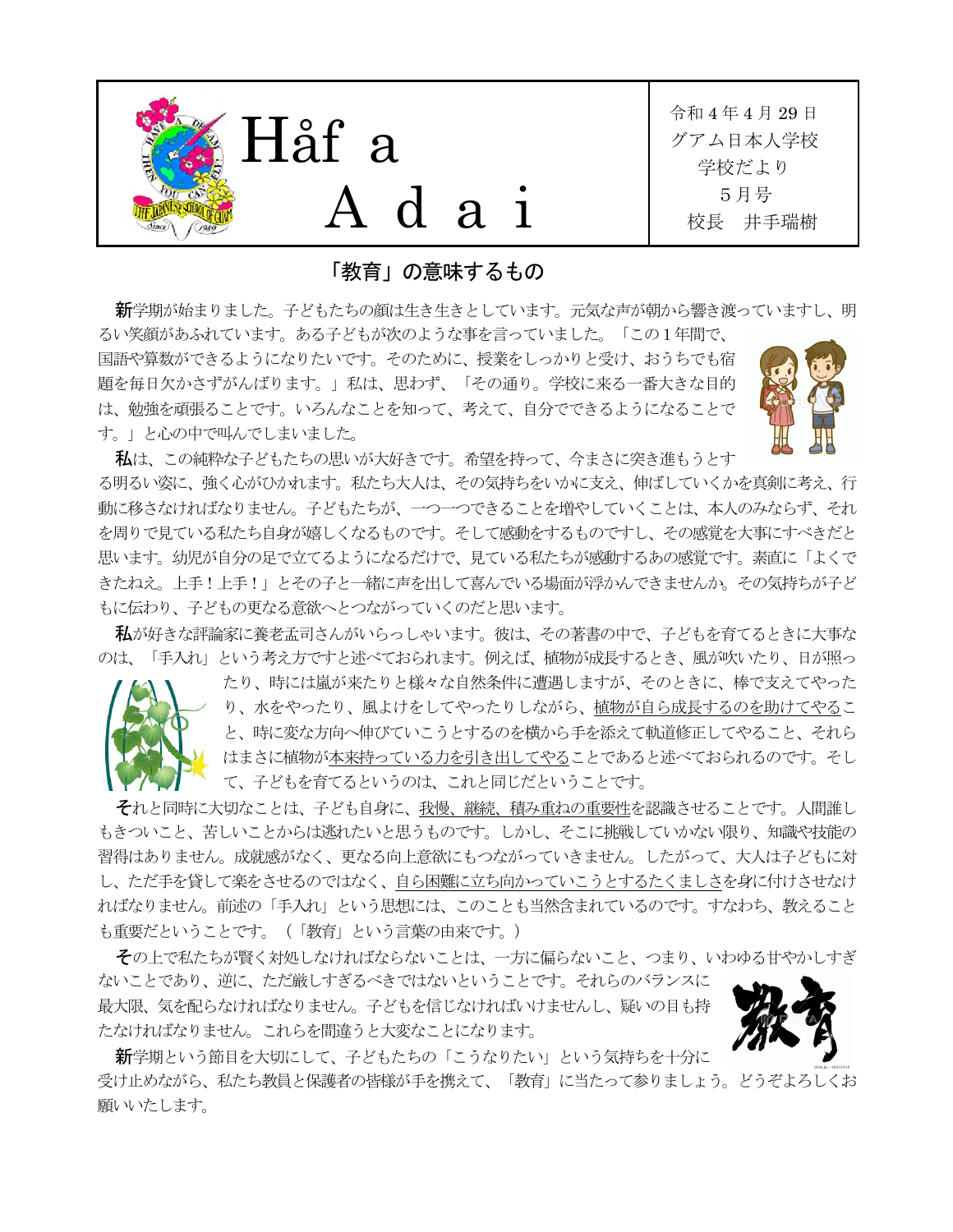# Håf a Adai

令和４年４月29日
グアム日本人学校
学校だより
５月号
校長　井手瑞樹

## 「教育」の意味するもの

**新**学期が始まりました。子どもたちの顔は生き生きとしています。元気な声が朝から響き渡っていますし、明るい笑顔があふれています。ある子どもが次のような事を言っていました。「この１年間で、国語や算数ができるようになりたいです。そのために、授業をしっかりと受け、おうちでも宿題を毎日欠かさずがんばります。」私は、思わず、「その通り。学校に来る一番大きな目的は、勉強を頑張ることです。いろんなことを知って、考えて、自分でできるようになることです。」と心の中で叫んでしまいました。

**私**は、この純粋な子どもたちの思いが大好きです。希望を持って、今まさに突き進もうとする明るい姿に、強く心がひかれます。私たち大人は、その気持ちをいかに支え、伸ばしていくかを真剣に考え、行動に移さなければなりません。子どもたちが、一つ一つできることを増やしていくことは、本人のみならず、それを周りで見ている私たち自身が嬉しくなるものです。そして感動をするものですし、その感覚を大事にすべきだと思います。幼児が自分の足で立てるようになるだけで、見ている私たちが感動するあの感覚です。素直に「よくできたねえ。上手！上手！」とその子と一緒に声を出して喜んでいる場面が浮かんできませんか。その気持ちが子どもに伝わり、子どもの更なる意欲へとつながっていくのだと思います。

**私**が好きな評論家に養老孟司さんがいらっしゃいます。彼は、その著書の中で、子どもを育てるときに大事なのは、「手入れ」という考え方ですと述べておられます。例えば、植物が成長するとき、風が吹いたり、日が照ったり、時には嵐が来たりと様々な自然条件に遭遇しますが、そのときに、棒で支えてやったり、水をやったり、風よけをしてやったりしながら、植物が自ら成長するのを助けてやること、時に変な方向へ伸びていこうとするのを横から手を添えて軌道修正してやること、それらはまさに植物が本来持っている力を引き出してやることであると述べておられるのです。そして、子どもを育てるというのは、これと同じだということです。

**そ**れと同時に大切なことは、子ども自身に、我慢、継続、積み重ねの重要性を認識させることです。人間誰しもきついこと、苦しいことからは逃れたいと思うものです。しかし、そこに挑戦していかない限り、知識や技能の習得はありません。成就感がなく、更なる向上意欲にもつながっていきません。したがって、大人は子どもに対し、ただ手を貸して楽をさせるのではなく、自ら困難に立ち向かっていこうとするたくましさを身に付けさせなければなりません。前述の「手入れ」という思想には、このことも当然含まれているのです。すなわち、教えることも重要だということです。（「教育」という言葉の由来です。）

**そ**の上で私たちが賢く対処しなければならないことは、一方に偏らないこと、つまり、いわゆる甘やかしすぎないことであり、逆に、ただ厳しすぎるべきではないということです。それらのバランスに最大限、気を配らなければなりません。子どもを信じなければいけませんし、疑いの目も持たなければなりません。これらを間違うと大変なことになります。

**新**学期という節目を大切にして、子どもたちの「こうなりたい」という気持ちを十分に受け止めながら、私たち教員と保護者の皆様が手を携えて、「教育」に当たって参りましょう。どうぞよろしくお願いいたします。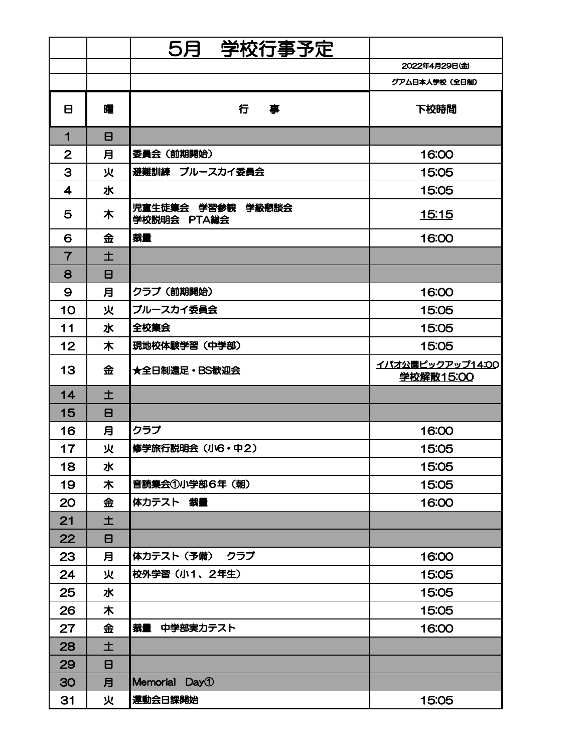# 5月　学校行事予定

2022年4月29日(金)

グアム日本人学校（全日制）

| 日 | 曜 | 行　　事 | 下校時間 |
|---|---|---|---|
| 1 | 日 | | |
| 2 | 月 | 委員会（前期開始） | 16:00 |
| 3 | 火 | 避難訓練　ブルースカイ委員会 | 15:05 |
| 4 | 水 | | 15:05 |
| 5 | 木 | 児童生徒集会　学習参観　学級懇談会<br>学校説明会　PTA総会 | 15:15 |
| 6 | 金 | 裁量 | 16:00 |
| 7 | 土 | | |
| 8 | 日 | | |
| 9 | 月 | クラブ（前期開始） | 16:00 |
| 10 | 火 | ブルースカイ委員会 | 15:05 |
| 11 | 水 | 全校集会 | 15:05 |
| 12 | 木 | 現地校体験学習（中学部） | 15:05 |
| 13 | 金 | ★全日制遠足・BS歓迎会 | イパオ公園ピックアップ14:00<br>学校解散15:00 |
| 14 | 土 | | |
| 15 | 日 | | |
| 16 | 月 | クラブ | 16:00 |
| 17 | 火 | 修学旅行説明会（小6・中2） | 15:05 |
| 18 | 水 | | 15:05 |
| 19 | 木 | 音読集会①小学部６年（朝） | 15:05 |
| 20 | 金 | 体力テスト　裁量 | 16:00 |
| 21 | 土 | | |
| 22 | 日 | | |
| 23 | 月 | 体力テスト（予備）　クラブ | 16:00 |
| 24 | 火 | 校外学習（小1、2年生） | 15:05 |
| 25 | 水 | | 15:05 |
| 26 | 木 | | 15:05 |
| 27 | 金 | 裁量　中学部実力テスト | 16:00 |
| 28 | 土 | | |
| 29 | 日 | | |
| 30 | 月 | Memorial　Day① | |
| 31 | 火 | 運動会日課開始 | 15:05 |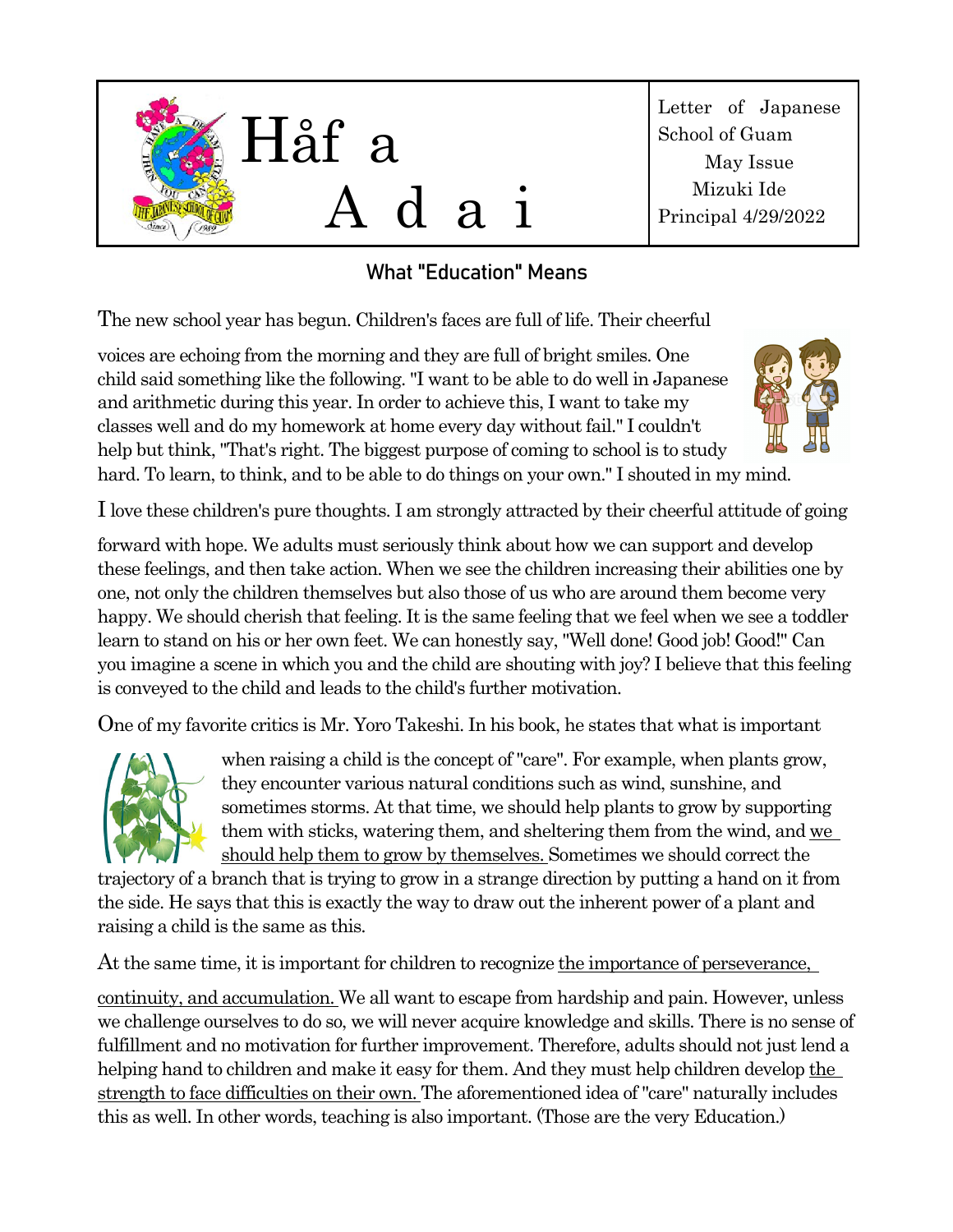| # Håf a Adai | Letter of Japanese School of Guam<br>May Issue<br>Mizuki Ide<br>Principal 4/29/2022 |
| --- | --- |

## What "Education" Means

The new school year has begun. Children's faces are full of life. Their cheerful voices are echoing from the morning and they are full of bright smiles. One child said something like the following. "I want to be able to do well in Japanese and arithmetic during this year. In order to achieve this, I want to take my classes well and do my homework at home every day without fail." I couldn't help but think, "That's right. The biggest purpose of coming to school is to study hard. To learn, to think, and to be able to do things on your own." I shouted in my mind.

I love these children's pure thoughts. I am strongly attracted by their cheerful attitude of going forward with hope. We adults must seriously think about how we can support and develop these feelings, and then take action. When we see the children increasing their abilities one by one, not only the children themselves but also those of us who are around them become very happy. We should cherish that feeling. It is the same feeling that we feel when we see a toddler learn to stand on his or her own feet. We can honestly say, "Well done! Good job! Good!" Can you imagine a scene in which you and the child are shouting with joy? I believe that this feeling is conveyed to the child and leads to the child's further motivation.

One of my favorite critics is Mr. Yoro Takeshi. In his book, he states that what is important when raising a child is the concept of "care". For example, when plants grow, they encounter various natural conditions such as wind, sunshine, and sometimes storms. At that time, we should help plants to grow by supporting them with sticks, watering them, and sheltering them from the wind, and <u>we should help them to grow by themselves.</u> Sometimes we should correct the trajectory of a branch that is trying to grow in a strange direction by putting a hand on it from the side. He says that this is exactly the way to draw out the inherent power of a plant and raising a child is the same as this.

At the same time, it is important for children to recognize <u>the importance of perseverance, continuity, and accumulation.</u> We all want to escape from hardship and pain. However, unless we challenge ourselves to do so, we will never acquire knowledge and skills. There is no sense of fulfillment and no motivation for further improvement. Therefore, adults should not just lend a helping hand to children and make it easy for them. And they must help children develop <u>the strength to face difficulties on their own.</u> The aforementioned idea of "care" naturally includes this as well. In other words, teaching is also important. (Those are the very Education.)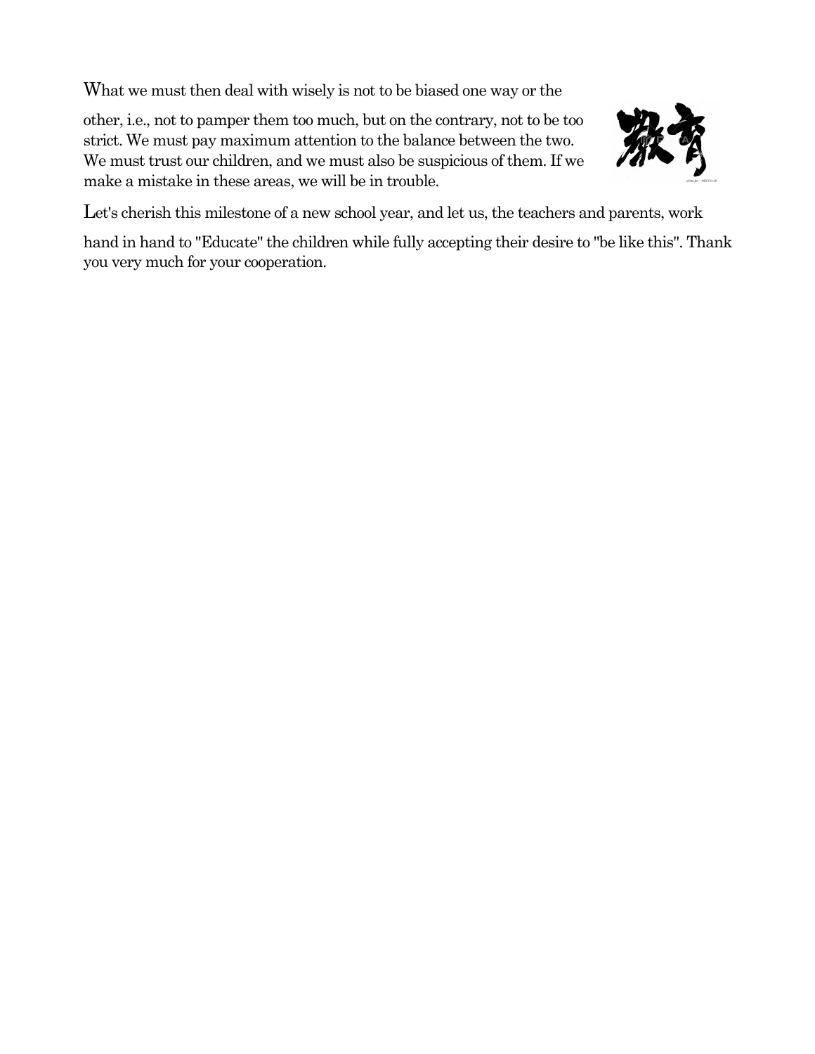What we must then deal with wisely is not to be biased one way or the other, i.e., not to pamper them too much, but on the contrary, not to be too strict. We must pay maximum attention to the balance between the two. We must trust our children, and we must also be suspicious of them. If we make a mistake in these areas, we will be in trouble.

Let's cherish this milestone of a new school year, and let us, the teachers and parents, work hand in hand to "Educate" the children while fully accepting their desire to "be like this". Thank you very much for your cooperation.